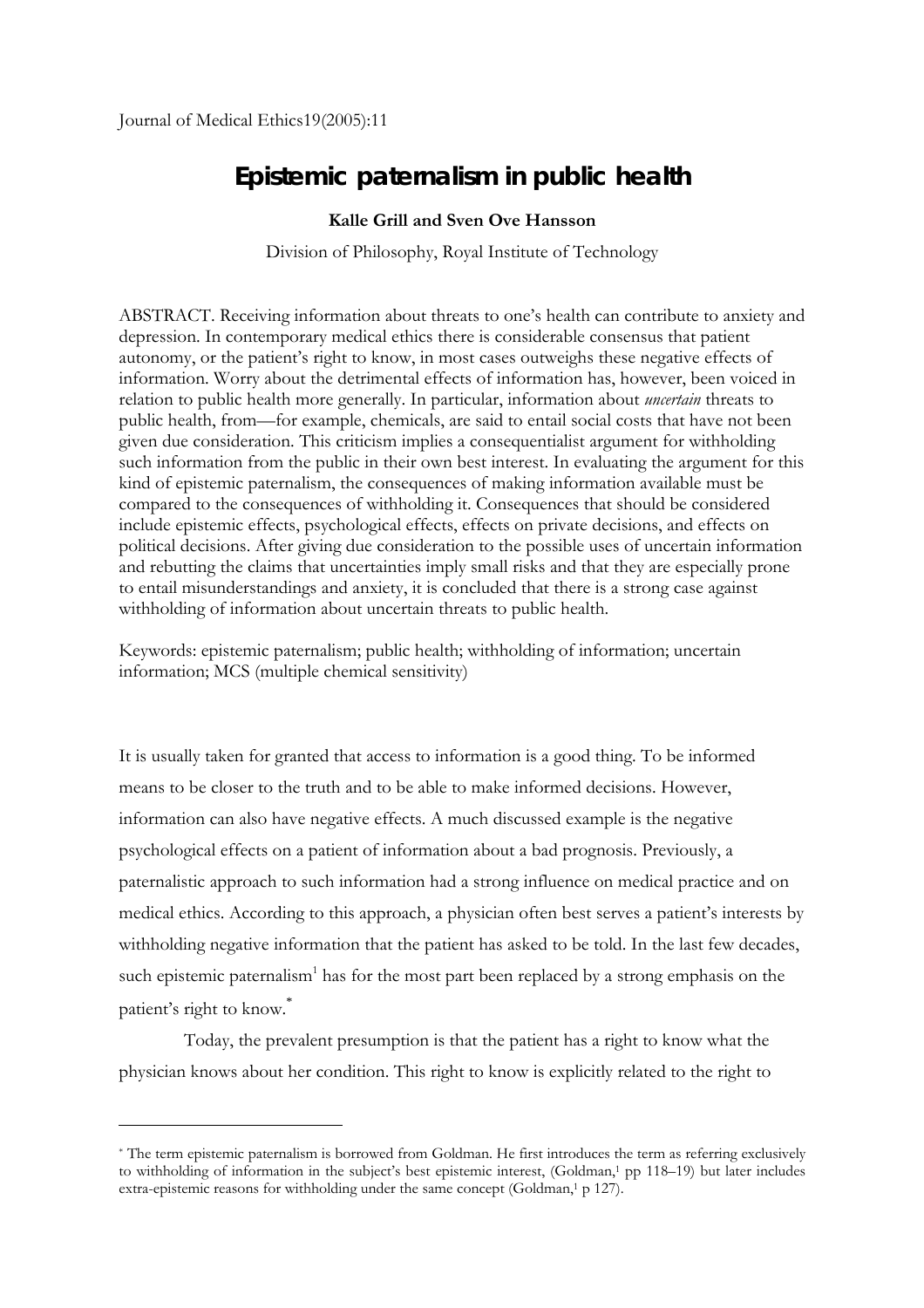Journal of Medical Ethics19(2005):11

# Epistemic paternalism in public health

**Kalle Grill and Sven Ove Hansson**

Division of Philosophy, Royal Institute of Technology

ABSTRACT. Receiving information about threats to one's health can contribute to anxiety and depression. In contemporary medical ethics there is considerable consensus that patient autonomy, or the patient's right to know, in most cases outweighs these negative effects of information. Worry about the detrimental effects of information has, however, been voiced in relation to public health more generally. In particular, information about *uncertain* threats to public health, from—for example, chemicals, are said to entail social costs that have not been given due consideration. This criticism implies a consequentialist argument for withholding such information from the public in their own best interest. In evaluating the argument for this kind of epistemic paternalism, the consequences of making information available must be compared to the consequences of withholding it. Consequences that should be considered include epistemic effects, psychological effects, effects on private decisions, and effects on political decisions. After giving due consideration to the possible uses of uncertain information and rebutting the claims that uncertainties imply small risks and that they are especially prone to entail misunderstandings and anxiety, it is concluded that there is a strong case against withholding of information about uncertain threats to public health.

Keywords: epistemic paternalism; public health; withholding of information; uncertain information; MCS (multiple chemical sensitivity)

It is usually taken for granted that access to information is a good thing. To be informed means to be closer to the truth and to be able to make informed decisions. However, information can also have negative effects. A much discussed example is the negative psychological effects on a patient of information about a bad prognosis. Previously, a paternalistic approach to such information had a strong influence on medical practice and on medical ethics. According to this approach, a physician often best serves a patient's interests by withholding negative information that the patient has asked to be told. In the last few decades, such epistemic paternalism[1] has for the most part been replaced by a strong emphasis on the patient's right to know.[*]

Today, the prevalent presumption is that the patient has a right to know what the physician knows about her condition. This right to know is explicitly related to the right to

[*] The term epistemic paternalism is borrowed from Goldman. He first introduces the term as referring exclusively to withholding of information in the subject's best epistemic interest, (Goldman,[1] pp 118–19) but later includes extra-epistemic reasons for withholding under the same concept (Goldman,[1] p 127).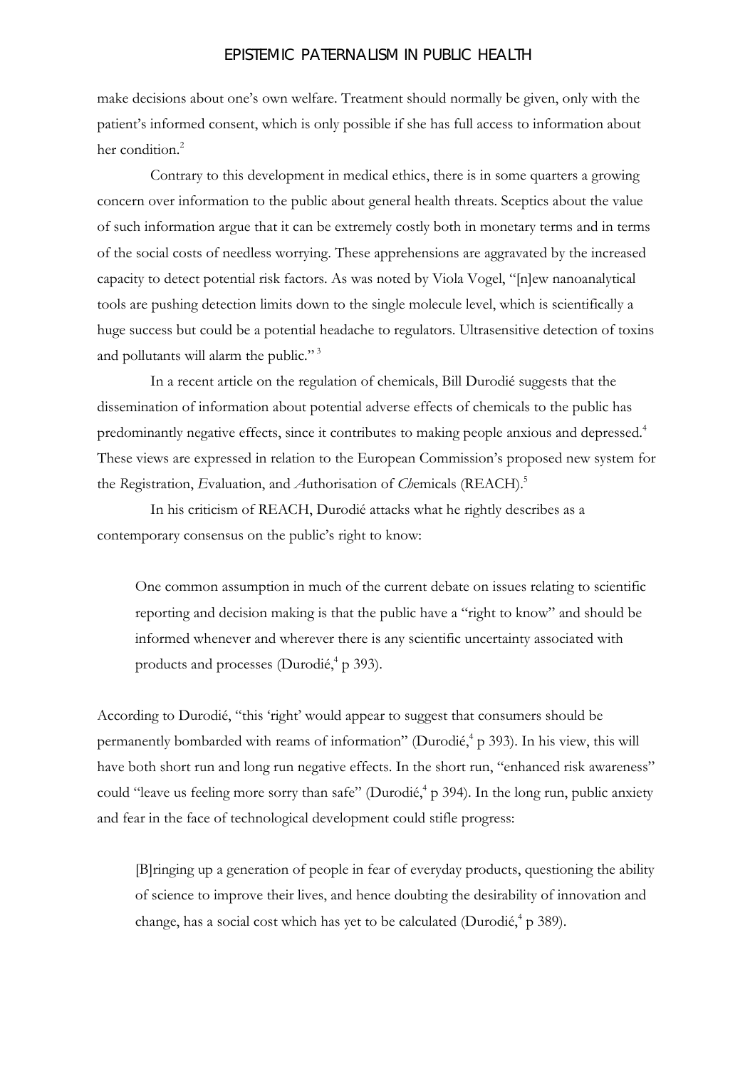make decisions about one's own welfare. Treatment should normally be given, only with the patient's informed consent, which is only possible if she has full access to information about her condition.[2]

Contrary to this development in medical ethics, there is in some quarters a growing concern over information to the public about general health threats. Sceptics about the value of such information argue that it can be extremely costly both in monetary terms and in terms of the social costs of needless worrying. These apprehensions are aggravated by the increased capacity to detect potential risk factors. As was noted by Viola Vogel, "[n]ew nanoanalytical tools are pushing detection limits down to the single molecule level, which is scientifically a huge success but could be a potential headache to regulators. Ultrasensitive detection of toxins and pollutants will alarm the public." [3]

In a recent article on the regulation of chemicals, Bill Durodié suggests that the dissemination of information about potential adverse effects of chemicals to the public has predominantly negative effects, since it contributes to making people anxious and depressed.[4] These views are expressed in relation to the European Commission's proposed new system for the *R*egistration, *E*valuation, and *A*uthorisation of *Ch*emicals (REACH).[5]

In his criticism of REACH, Durodié attacks what he rightly describes as a contemporary consensus on the public's right to know:

> One common assumption in much of the current debate on issues relating to scientific reporting and decision making is that the public have a "right to know" and should be informed whenever and wherever there is any scientific uncertainty associated with products and processes (Durodié,[4] p 393).

According to Durodié, "this 'right' would appear to suggest that consumers should be permanently bombarded with reams of information" (Durodié,[4] p 393). In his view, this will have both short run and long run negative effects. In the short run, "enhanced risk awareness" could "leave us feeling more sorry than safe" (Durodié,[4] p 394). In the long run, public anxiety and fear in the face of technological development could stifle progress:

> [B]ringing up a generation of people in fear of everyday products, questioning the ability of science to improve their lives, and hence doubting the desirability of innovation and change, has a social cost which has yet to be calculated (Durodié,[4] p 389).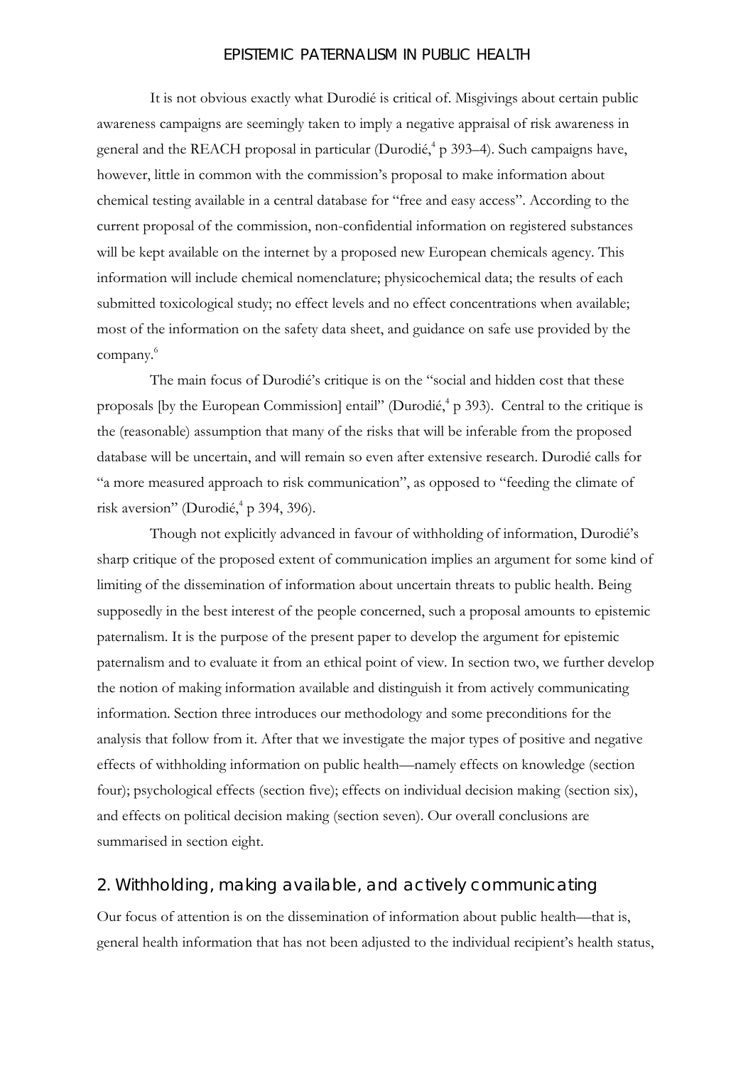It is not obvious exactly what Durodié is critical of. Misgivings about certain public awareness campaigns are seemingly taken to imply a negative appraisal of risk awareness in general and the REACH proposal in particular (Durodié,[4] p 393–4). Such campaigns have, however, little in common with the commission's proposal to make information about chemical testing available in a central database for "free and easy access". According to the current proposal of the commission, non-confidential information on registered substances will be kept available on the internet by a proposed new European chemicals agency. This information will include chemical nomenclature; physicochemical data; the results of each submitted toxicological study; no effect levels and no effect concentrations when available; most of the information on the safety data sheet, and guidance on safe use provided by the company.[6]

The main focus of Durodié's critique is on the "social and hidden cost that these proposals [by the European Commission] entail" (Durodié,[4] p 393). Central to the critique is the (reasonable) assumption that many of the risks that will be inferable from the proposed database will be uncertain, and will remain so even after extensive research. Durodié calls for "a more measured approach to risk communication", as opposed to "feeding the climate of risk aversion" (Durodié,[4] p 394, 396).

Though not explicitly advanced in favour of withholding of information, Durodié's sharp critique of the proposed extent of communication implies an argument for some kind of limiting of the dissemination of information about uncertain threats to public health. Being supposedly in the best interest of the people concerned, such a proposal amounts to epistemic paternalism. It is the purpose of the present paper to develop the argument for epistemic paternalism and to evaluate it from an ethical point of view. In section two, we further develop the notion of making information available and distinguish it from actively communicating information. Section three introduces our methodology and some preconditions for the analysis that follow from it. After that we investigate the major types of positive and negative effects of withholding information on public health—namely effects on knowledge (section four); psychological effects (section five); effects on individual decision making (section six), and effects on political decision making (section seven). Our overall conclusions are summarised in section eight.

## 2. Withholding, making available, and actively communicating

Our focus of attention is on the dissemination of information about public health—that is, general health information that has not been adjusted to the individual recipient's health status,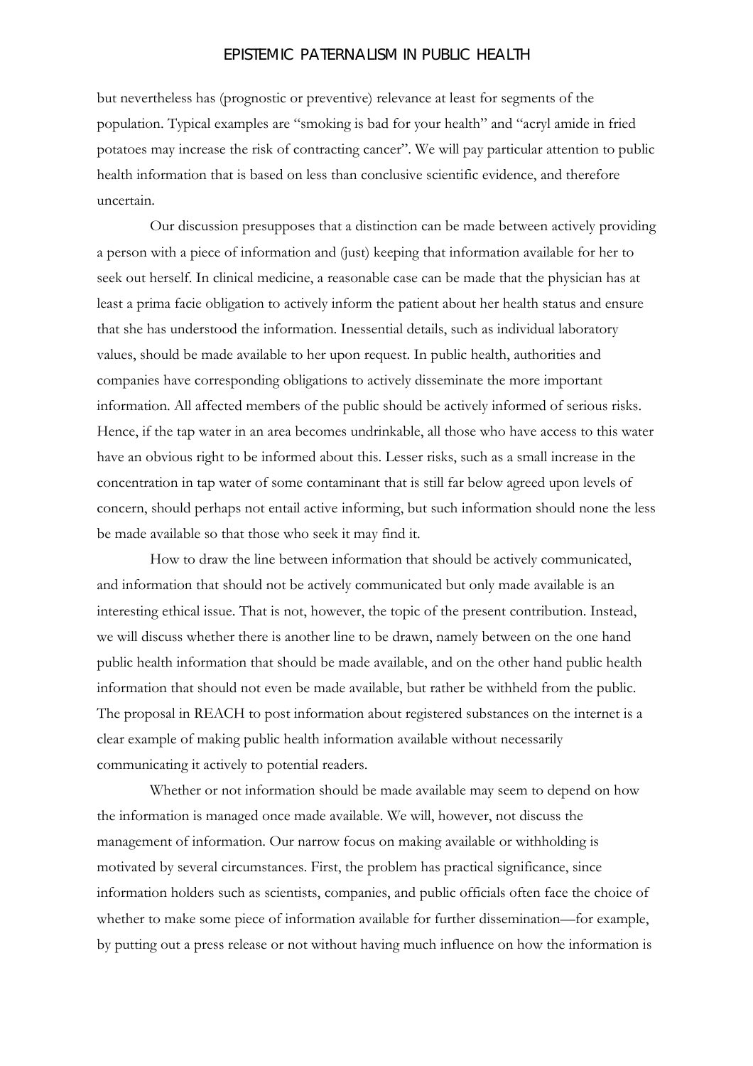but nevertheless has (prognostic or preventive) relevance at least for segments of the population. Typical examples are "smoking is bad for your health" and "acryl amide in fried potatoes may increase the risk of contracting cancer". We will pay particular attention to public health information that is based on less than conclusive scientific evidence, and therefore uncertain.

Our discussion presupposes that a distinction can be made between actively providing a person with a piece of information and (just) keeping that information available for her to seek out herself. In clinical medicine, a reasonable case can be made that the physician has at least a prima facie obligation to actively inform the patient about her health status and ensure that she has understood the information. Inessential details, such as individual laboratory values, should be made available to her upon request. In public health, authorities and companies have corresponding obligations to actively disseminate the more important information. All affected members of the public should be actively informed of serious risks. Hence, if the tap water in an area becomes undrinkable, all those who have access to this water have an obvious right to be informed about this. Lesser risks, such as a small increase in the concentration in tap water of some contaminant that is still far below agreed upon levels of concern, should perhaps not entail active informing, but such information should none the less be made available so that those who seek it may find it.

How to draw the line between information that should be actively communicated, and information that should not be actively communicated but only made available is an interesting ethical issue. That is not, however, the topic of the present contribution. Instead, we will discuss whether there is another line to be drawn, namely between on the one hand public health information that should be made available, and on the other hand public health information that should not even be made available, but rather be withheld from the public. The proposal in REACH to post information about registered substances on the internet is a clear example of making public health information available without necessarily communicating it actively to potential readers.

Whether or not information should be made available may seem to depend on how the information is managed once made available. We will, however, not discuss the management of information. Our narrow focus on making available or withholding is motivated by several circumstances. First, the problem has practical significance, since information holders such as scientists, companies, and public officials often face the choice of whether to make some piece of information available for further dissemination—for example, by putting out a press release or not without having much influence on how the information is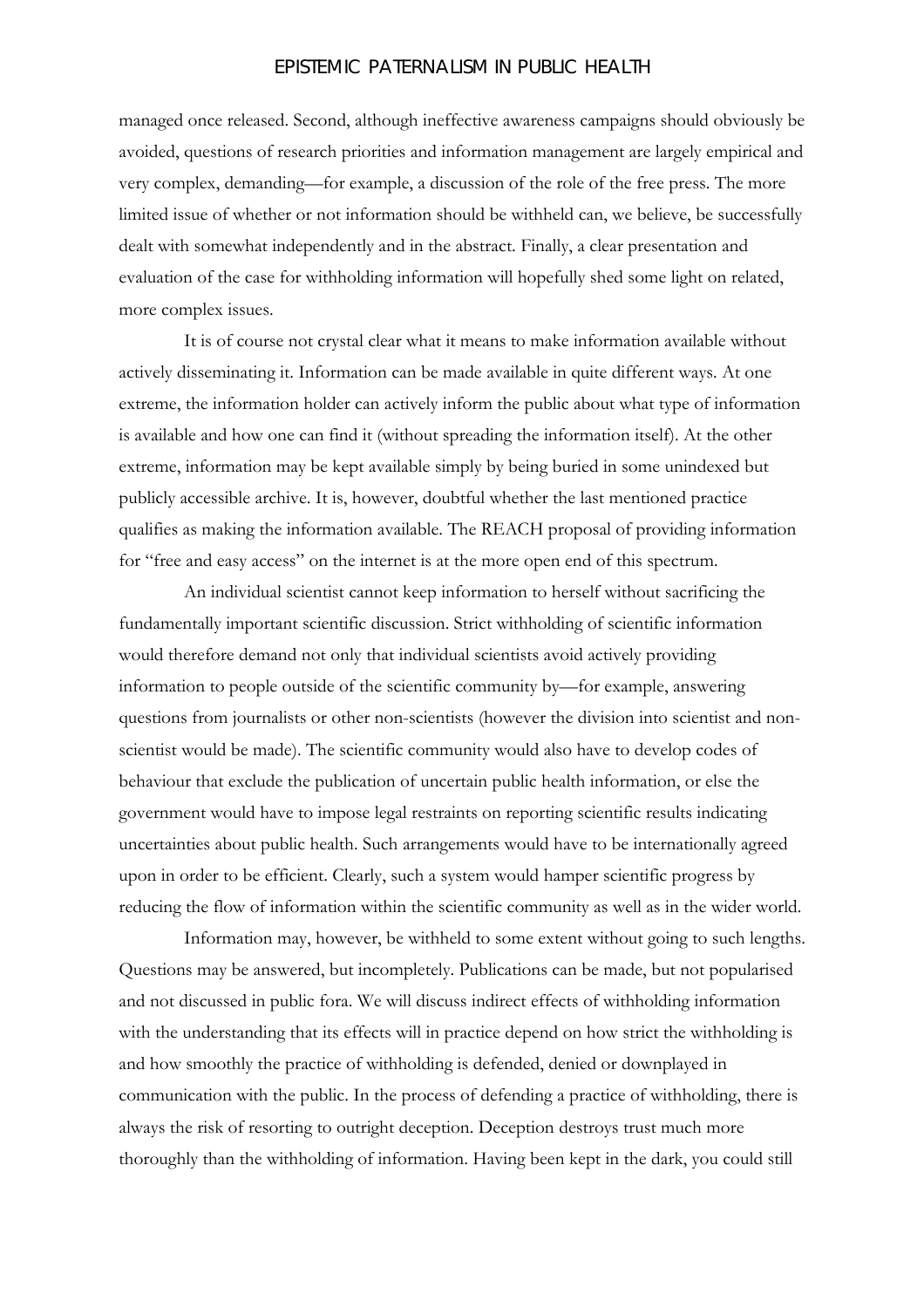managed once released. Second, although ineffective awareness campaigns should obviously be avoided, questions of research priorities and information management are largely empirical and very complex, demanding—for example, a discussion of the role of the free press. The more limited issue of whether or not information should be withheld can, we believe, be successfully dealt with somewhat independently and in the abstract. Finally, a clear presentation and evaluation of the case for withholding information will hopefully shed some light on related, more complex issues.

It is of course not crystal clear what it means to make information available without actively disseminating it. Information can be made available in quite different ways. At one extreme, the information holder can actively inform the public about what type of information is available and how one can find it (without spreading the information itself). At the other extreme, information may be kept available simply by being buried in some unindexed but publicly accessible archive. It is, however, doubtful whether the last mentioned practice qualifies as making the information available. The REACH proposal of providing information for "free and easy access" on the internet is at the more open end of this spectrum.

An individual scientist cannot keep information to herself without sacrificing the fundamentally important scientific discussion. Strict withholding of scientific information would therefore demand not only that individual scientists avoid actively providing information to people outside of the scientific community by—for example, answering questions from journalists or other non-scientists (however the division into scientist and non-scientist would be made). The scientific community would also have to develop codes of behaviour that exclude the publication of uncertain public health information, or else the government would have to impose legal restraints on reporting scientific results indicating uncertainties about public health. Such arrangements would have to be internationally agreed upon in order to be efficient. Clearly, such a system would hamper scientific progress by reducing the flow of information within the scientific community as well as in the wider world.

Information may, however, be withheld to some extent without going to such lengths. Questions may be answered, but incompletely. Publications can be made, but not popularised and not discussed in public fora. We will discuss indirect effects of withholding information with the understanding that its effects will in practice depend on how strict the withholding is and how smoothly the practice of withholding is defended, denied or downplayed in communication with the public. In the process of defending a practice of withholding, there is always the risk of resorting to outright deception. Deception destroys trust much more thoroughly than the withholding of information. Having been kept in the dark, you could still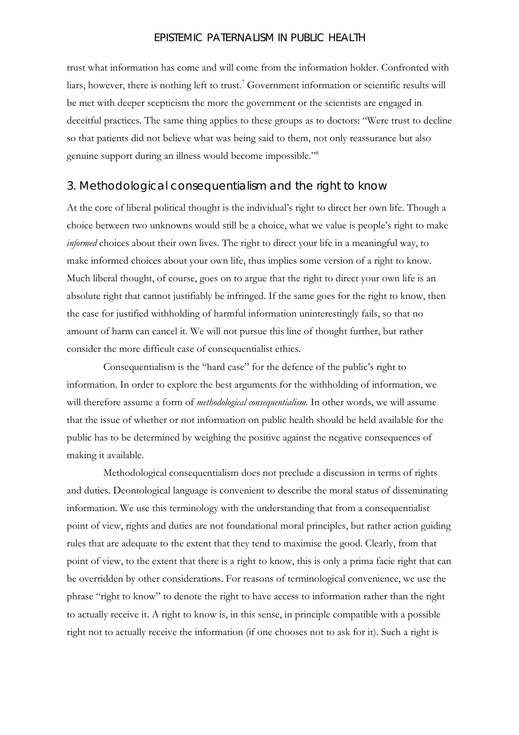trust what information has come and will come from the information holder. Confronted with liars, however, there is nothing left to trust.[7] Government information or scientific results will be met with deeper scepticism the more the government or the scientists are engaged in deceitful practices. The same thing applies to these groups as to doctors: "Were trust to decline so that patients did not believe what was being said to them, not only reassurance but also genuine support during an illness would become impossible."[8]

## 3. Methodological consequentialism and the right to know

At the core of liberal political thought is the individual's right to direct her own life. Though a choice between two unknowns would still be a choice, what we value is people's right to make *informed* choices about their own lives. The right to direct your life in a meaningful way, to make informed choices about your own life, thus implies some version of a right to know. Much liberal thought, of course, goes on to argue that the right to direct your own life is an absolute right that cannot justifiably be infringed. If the same goes for the right to know, then the case for justified withholding of harmful information uninterestingly fails, so that no amount of harm can cancel it. We will not pursue this line of thought further, but rather consider the more difficult case of consequentialist ethics.

Consequentialism is the "hard case" for the defence of the public's right to information. In order to explore the best arguments for the withholding of information, we will therefore assume a form of *methodological consequentialism*. In other words, we will assume that the issue of whether or not information on public health should be held available for the public has to be determined by weighing the positive against the negative consequences of making it available.

Methodological consequentialism does not preclude a discussion in terms of rights and duties. Deontological language is convenient to describe the moral status of disseminating information. We use this terminology with the understanding that from a consequentialist point of view, rights and duties are not foundational moral principles, but rather action guiding rules that are adequate to the extent that they tend to maximise the good. Clearly, from that point of view, to the extent that there is a right to know, this is only a prima facie right that can be overridden by other considerations. For reasons of terminological convenience, we use the phrase "right to know" to denote the right to have access to information rather than the right to actually receive it. A right to know is, in this sense, in principle compatible with a possible right not to actually receive the information (if one chooses not to ask for it). Such a right is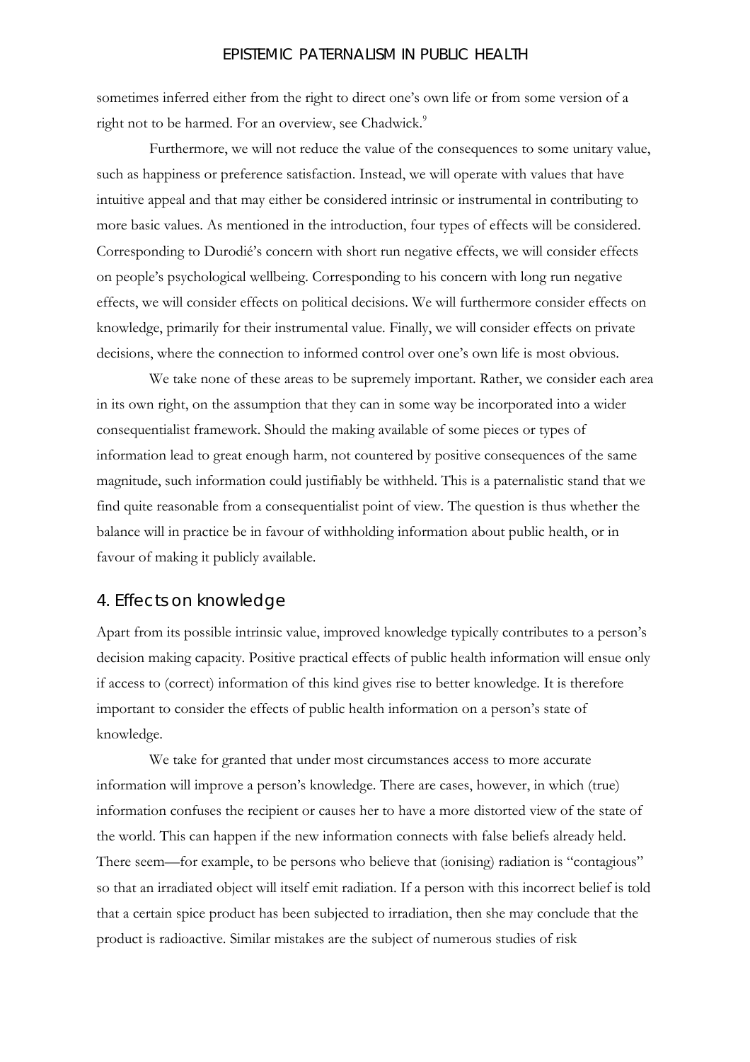sometimes inferred either from the right to direct one's own life or from some version of a right not to be harmed. For an overview, see Chadwick.[9]

Furthermore, we will not reduce the value of the consequences to some unitary value, such as happiness or preference satisfaction. Instead, we will operate with values that have intuitive appeal and that may either be considered intrinsic or instrumental in contributing to more basic values. As mentioned in the introduction, four types of effects will be considered. Corresponding to Durodié's concern with short run negative effects, we will consider effects on people's psychological wellbeing. Corresponding to his concern with long run negative effects, we will consider effects on political decisions. We will furthermore consider effects on knowledge, primarily for their instrumental value. Finally, we will consider effects on private decisions, where the connection to informed control over one's own life is most obvious.

We take none of these areas to be supremely important. Rather, we consider each area in its own right, on the assumption that they can in some way be incorporated into a wider consequentialist framework. Should the making available of some pieces or types of information lead to great enough harm, not countered by positive consequences of the same magnitude, such information could justifiably be withheld. This is a paternalistic stand that we find quite reasonable from a consequentialist point of view. The question is thus whether the balance will in practice be in favour of withholding information about public health, or in favour of making it publicly available.

## 4. Effects on knowledge

Apart from its possible intrinsic value, improved knowledge typically contributes to a person's decision making capacity. Positive practical effects of public health information will ensue only if access to (correct) information of this kind gives rise to better knowledge. It is therefore important to consider the effects of public health information on a person's state of knowledge.

We take for granted that under most circumstances access to more accurate information will improve a person's knowledge. There are cases, however, in which (true) information confuses the recipient or causes her to have a more distorted view of the state of the world. This can happen if the new information connects with false beliefs already held. There seem—for example, to be persons who believe that (ionising) radiation is "contagious" so that an irradiated object will itself emit radiation. If a person with this incorrect belief is told that a certain spice product has been subjected to irradiation, then she may conclude that the product is radioactive. Similar mistakes are the subject of numerous studies of risk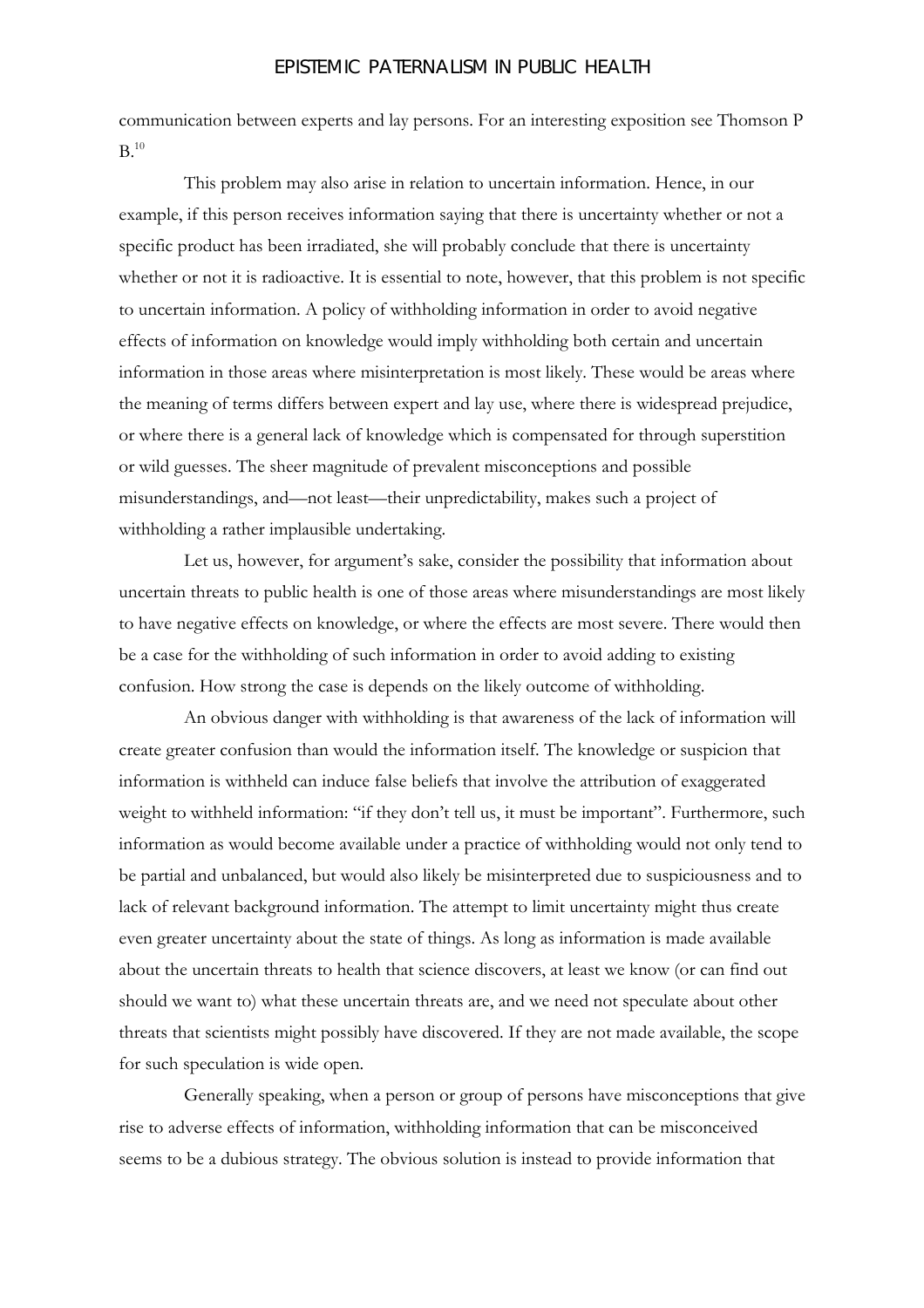communication between experts and lay persons. For an interesting exposition see Thomson P B.[10]

This problem may also arise in relation to uncertain information. Hence, in our example, if this person receives information saying that there is uncertainty whether or not a specific product has been irradiated, she will probably conclude that there is uncertainty whether or not it is radioactive. It is essential to note, however, that this problem is not specific to uncertain information. A policy of withholding information in order to avoid negative effects of information on knowledge would imply withholding both certain and uncertain information in those areas where misinterpretation is most likely. These would be areas where the meaning of terms differs between expert and lay use, where there is widespread prejudice, or where there is a general lack of knowledge which is compensated for through superstition or wild guesses. The sheer magnitude of prevalent misconceptions and possible misunderstandings, and—not least—their unpredictability, makes such a project of withholding a rather implausible undertaking.

Let us, however, for argument's sake, consider the possibility that information about uncertain threats to public health is one of those areas where misunderstandings are most likely to have negative effects on knowledge, or where the effects are most severe. There would then be a case for the withholding of such information in order to avoid adding to existing confusion. How strong the case is depends on the likely outcome of withholding.

An obvious danger with withholding is that awareness of the lack of information will create greater confusion than would the information itself. The knowledge or suspicion that information is withheld can induce false beliefs that involve the attribution of exaggerated weight to withheld information: "if they don't tell us, it must be important". Furthermore, such information as would become available under a practice of withholding would not only tend to be partial and unbalanced, but would also likely be misinterpreted due to suspiciousness and to lack of relevant background information. The attempt to limit uncertainty might thus create even greater uncertainty about the state of things. As long as information is made available about the uncertain threats to health that science discovers, at least we know (or can find out should we want to) what these uncertain threats are, and we need not speculate about other threats that scientists might possibly have discovered. If they are not made available, the scope for such speculation is wide open.

Generally speaking, when a person or group of persons have misconceptions that give rise to adverse effects of information, withholding information that can be misconceived seems to be a dubious strategy. The obvious solution is instead to provide information that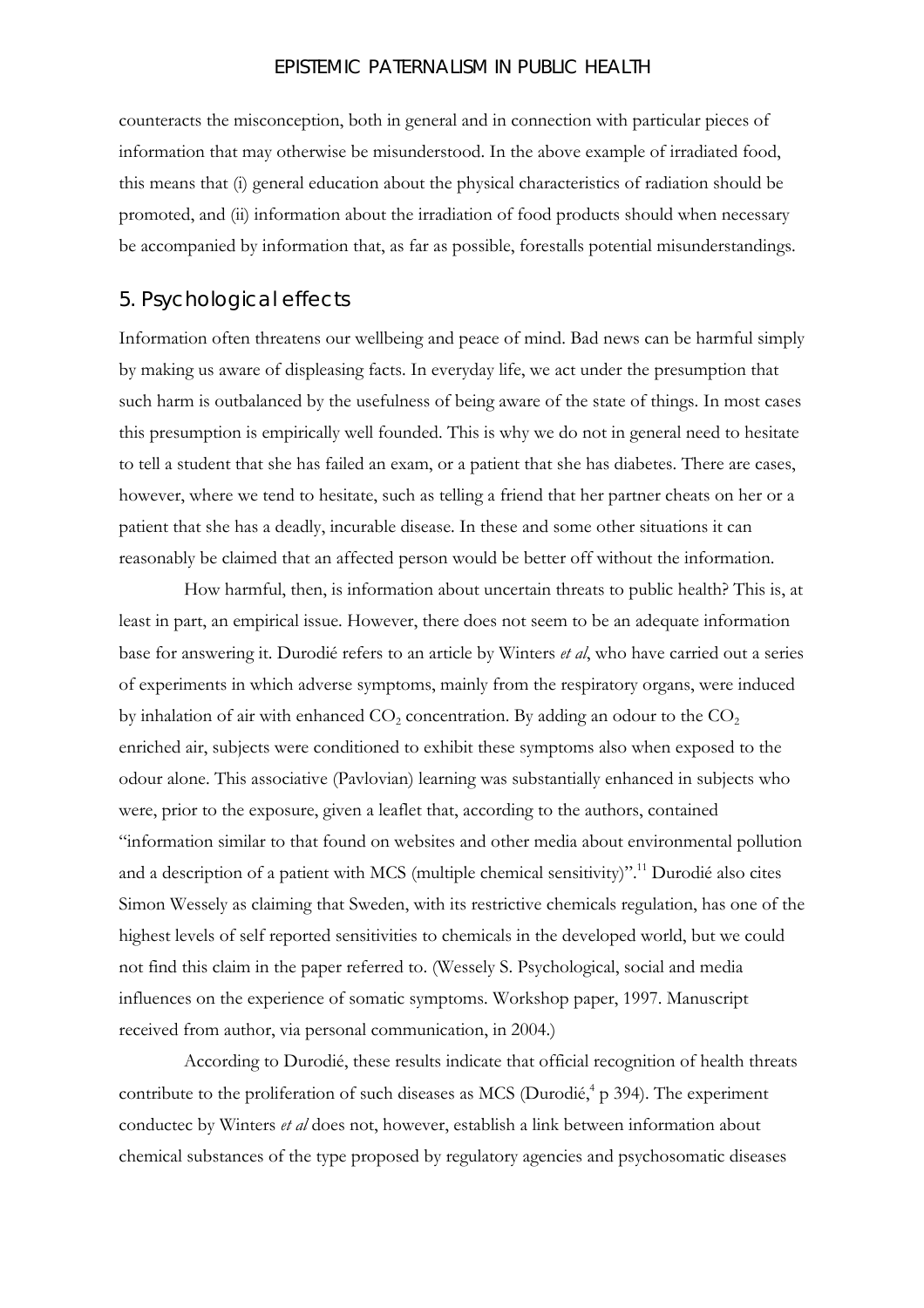counteracts the misconception, both in general and in connection with particular pieces of information that may otherwise be misunderstood. In the above example of irradiated food, this means that (i) general education about the physical characteristics of radiation should be promoted, and (ii) information about the irradiation of food products should when necessary be accompanied by information that, as far as possible, forestalls potential misunderstandings.

## 5. Psychological effects

Information often threatens our wellbeing and peace of mind. Bad news can be harmful simply by making us aware of displeasing facts. In everyday life, we act under the presumption that such harm is outbalanced by the usefulness of being aware of the state of things. In most cases this presumption is empirically well founded. This is why we do not in general need to hesitate to tell a student that she has failed an exam, or a patient that she has diabetes. There are cases, however, where we tend to hesitate, such as telling a friend that her partner cheats on her or a patient that she has a deadly, incurable disease. In these and some other situations it can reasonably be claimed that an affected person would be better off without the information.

How harmful, then, is information about uncertain threats to public health? This is, at least in part, an empirical issue. However, there does not seem to be an adequate information base for answering it. Durodié refers to an article by Winters *et al*, who have carried out a series of experiments in which adverse symptoms, mainly from the respiratory organs, were induced by inhalation of air with enhanced $CO_2$ concentration. By adding an odour to the $CO_2$ enriched air, subjects were conditioned to exhibit these symptoms also when exposed to the odour alone. This associative (Pavlovian) learning was substantially enhanced in subjects who were, prior to the exposure, given a leaflet that, according to the authors, contained "information similar to that found on websites and other media about environmental pollution and a description of a patient with MCS (multiple chemical sensitivity)".[11] Durodié also cites Simon Wessely as claiming that Sweden, with its restrictive chemicals regulation, has one of the highest levels of self reported sensitivities to chemicals in the developed world, but we could not find this claim in the paper referred to. (Wessely S. Psychological, social and media influences on the experience of somatic symptoms. Workshop paper, 1997. Manuscript received from author, via personal communication, in 2004.)

According to Durodié, these results indicate that official recognition of health threats contribute to the proliferation of such diseases as MCS (Durodié,[4] p 394). The experiment conductec by Winters *et al* does not, however, establish a link between information about chemical substances of the type proposed by regulatory agencies and psychosomatic diseases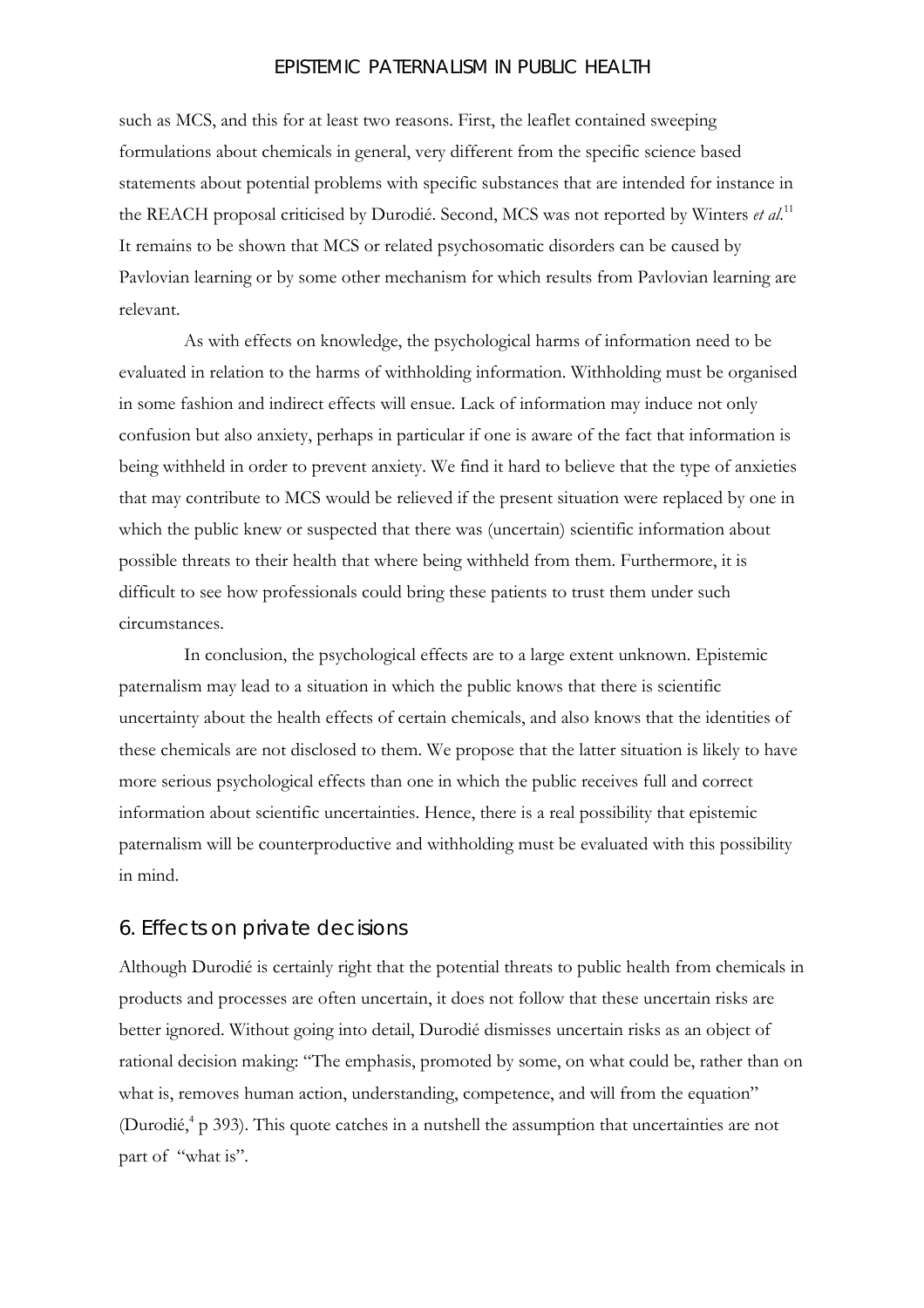such as MCS, and this for at least two reasons. First, the leaflet contained sweeping formulations about chemicals in general, very different from the specific science based statements about potential problems with specific substances that are intended for instance in the REACH proposal criticised by Durodié. Second, MCS was not reported by Winters *et al*.[11] It remains to be shown that MCS or related psychosomatic disorders can be caused by Pavlovian learning or by some other mechanism for which results from Pavlovian learning are relevant.

As with effects on knowledge, the psychological harms of information need to be evaluated in relation to the harms of withholding information. Withholding must be organised in some fashion and indirect effects will ensue. Lack of information may induce not only confusion but also anxiety, perhaps in particular if one is aware of the fact that information is being withheld in order to prevent anxiety. We find it hard to believe that the type of anxieties that may contribute to MCS would be relieved if the present situation were replaced by one in which the public knew or suspected that there was (uncertain) scientific information about possible threats to their health that where being withheld from them. Furthermore, it is difficult to see how professionals could bring these patients to trust them under such circumstances.

In conclusion, the psychological effects are to a large extent unknown. Epistemic paternalism may lead to a situation in which the public knows that there is scientific uncertainty about the health effects of certain chemicals, and also knows that the identities of these chemicals are not disclosed to them. We propose that the latter situation is likely to have more serious psychological effects than one in which the public receives full and correct information about scientific uncertainties. Hence, there is a real possibility that epistemic paternalism will be counterproductive and withholding must be evaluated with this possibility in mind.

## 6. Effects on private decisions

Although Durodié is certainly right that the potential threats to public health from chemicals in products and processes are often uncertain, it does not follow that these uncertain risks are better ignored. Without going into detail, Durodié dismisses uncertain risks as an object of rational decision making: "The emphasis, promoted by some, on what could be, rather than on what is, removes human action, understanding, competence, and will from the equation" (Durodié,[4] p 393). This quote catches in a nutshell the assumption that uncertainties are not part of "what is".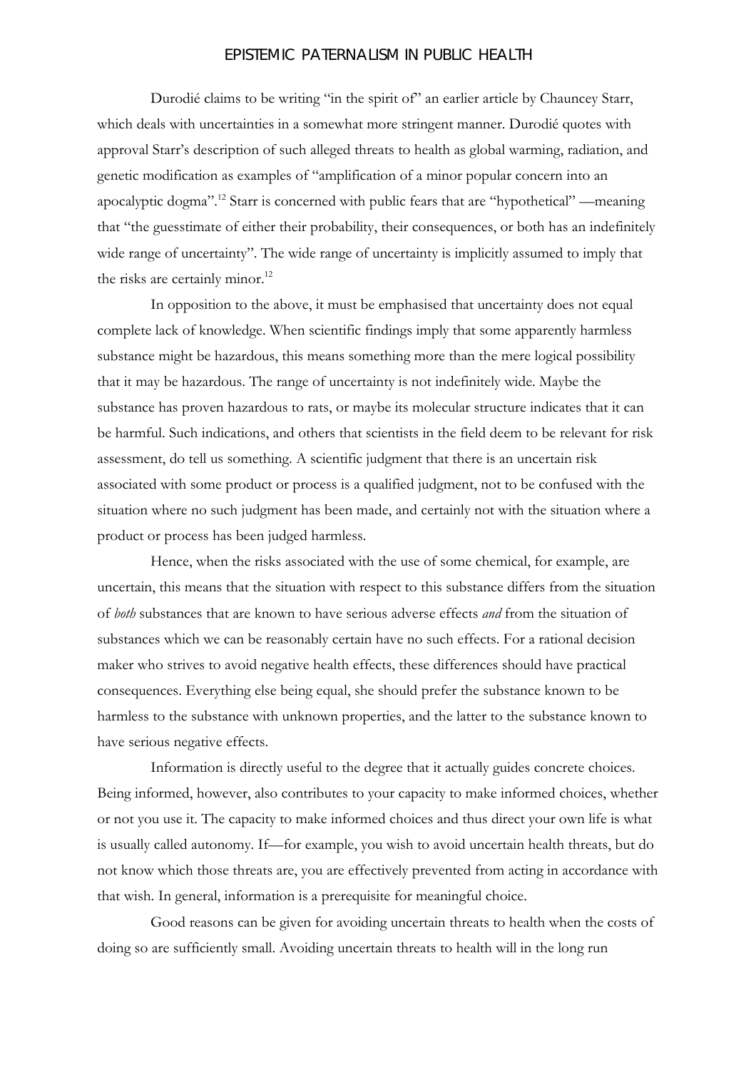Durodié claims to be writing "in the spirit of" an earlier article by Chauncey Starr, which deals with uncertainties in a somewhat more stringent manner. Durodié quotes with approval Starr's description of such alleged threats to health as global warming, radiation, and genetic modification as examples of "amplification of a minor popular concern into an apocalyptic dogma".[12] Starr is concerned with public fears that are "hypothetical" —meaning that "the guesstimate of either their probability, their consequences, or both has an indefinitely wide range of uncertainty". The wide range of uncertainty is implicitly assumed to imply that the risks are certainly minor.[12]

In opposition to the above, it must be emphasised that uncertainty does not equal complete lack of knowledge. When scientific findings imply that some apparently harmless substance might be hazardous, this means something more than the mere logical possibility that it may be hazardous. The range of uncertainty is not indefinitely wide. Maybe the substance has proven hazardous to rats, or maybe its molecular structure indicates that it can be harmful. Such indications, and others that scientists in the field deem to be relevant for risk assessment, do tell us something. A scientific judgment that there is an uncertain risk associated with some product or process is a qualified judgment, not to be confused with the situation where no such judgment has been made, and certainly not with the situation where a product or process has been judged harmless.

Hence, when the risks associated with the use of some chemical, for example, are uncertain, this means that the situation with respect to this substance differs from the situation of *both* substances that are known to have serious adverse effects *and* from the situation of substances which we can be reasonably certain have no such effects. For a rational decision maker who strives to avoid negative health effects, these differences should have practical consequences. Everything else being equal, she should prefer the substance known to be harmless to the substance with unknown properties, and the latter to the substance known to have serious negative effects.

Information is directly useful to the degree that it actually guides concrete choices. Being informed, however, also contributes to your capacity to make informed choices, whether or not you use it. The capacity to make informed choices and thus direct your own life is what is usually called autonomy. If—for example, you wish to avoid uncertain health threats, but do not know which those threats are, you are effectively prevented from acting in accordance with that wish. In general, information is a prerequisite for meaningful choice.

Good reasons can be given for avoiding uncertain threats to health when the costs of doing so are sufficiently small. Avoiding uncertain threats to health will in the long run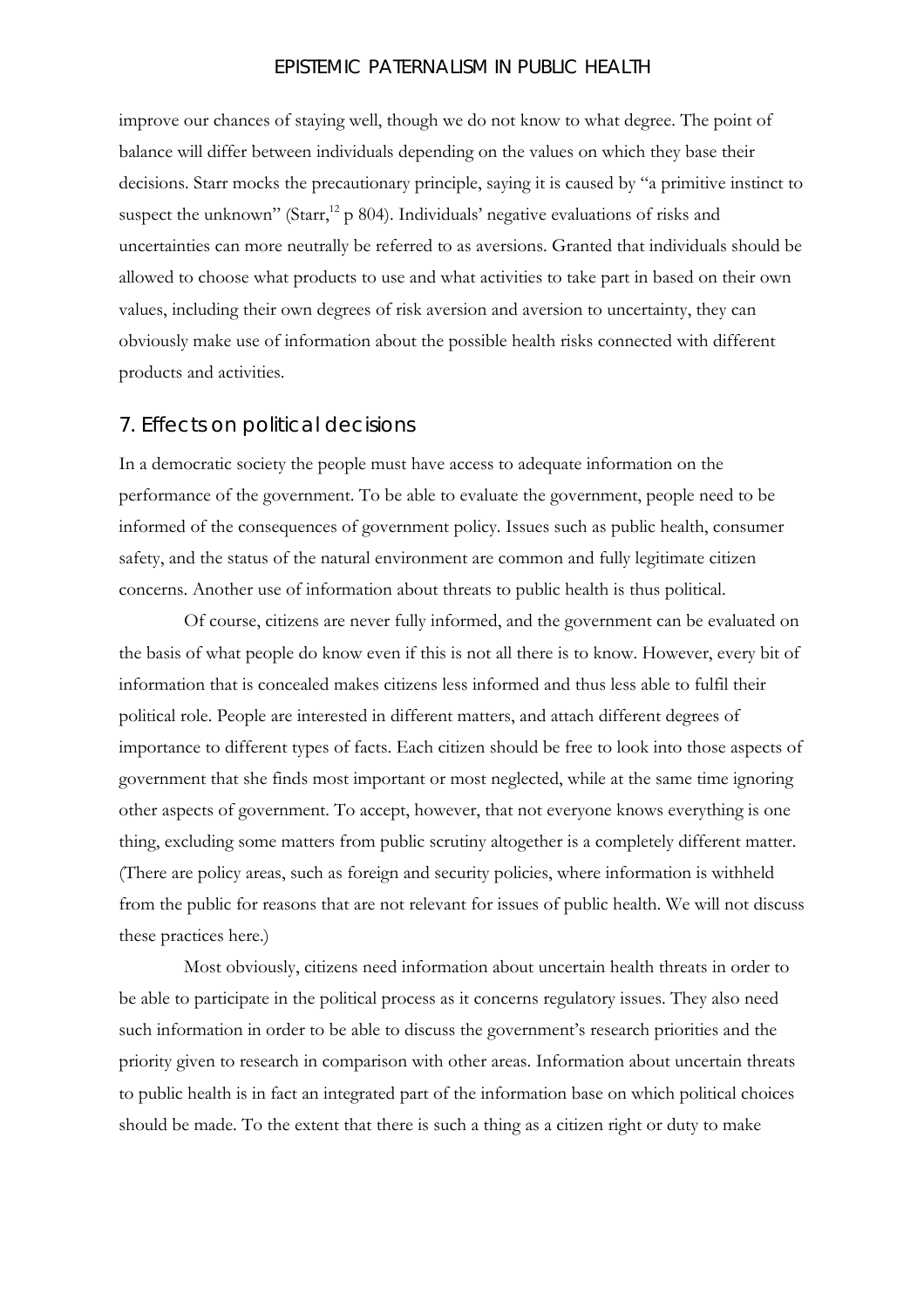improve our chances of staying well, though we do not know to what degree. The point of balance will differ between individuals depending on the values on which they base their decisions. Starr mocks the precautionary principle, saying it is caused by "a primitive instinct to suspect the unknown" (Starr,[12] p 804). Individuals' negative evaluations of risks and uncertainties can more neutrally be referred to as aversions. Granted that individuals should be allowed to choose what products to use and what activities to take part in based on their own values, including their own degrees of risk aversion and aversion to uncertainty, they can obviously make use of information about the possible health risks connected with different products and activities.

## 7. Effects on political decisions

In a democratic society the people must have access to adequate information on the performance of the government. To be able to evaluate the government, people need to be informed of the consequences of government policy. Issues such as public health, consumer safety, and the status of the natural environment are common and fully legitimate citizen concerns. Another use of information about threats to public health is thus political.

Of course, citizens are never fully informed, and the government can be evaluated on the basis of what people do know even if this is not all there is to know. However, every bit of information that is concealed makes citizens less informed and thus less able to fulfil their political role. People are interested in different matters, and attach different degrees of importance to different types of facts. Each citizen should be free to look into those aspects of government that she finds most important or most neglected, while at the same time ignoring other aspects of government. To accept, however, that not everyone knows everything is one thing, excluding some matters from public scrutiny altogether is a completely different matter. (There are policy areas, such as foreign and security policies, where information is withheld from the public for reasons that are not relevant for issues of public health. We will not discuss these practices here.)

Most obviously, citizens need information about uncertain health threats in order to be able to participate in the political process as it concerns regulatory issues. They also need such information in order to be able to discuss the government's research priorities and the priority given to research in comparison with other areas. Information about uncertain threats to public health is in fact an integrated part of the information base on which political choices should be made. To the extent that there is such a thing as a citizen right or duty to make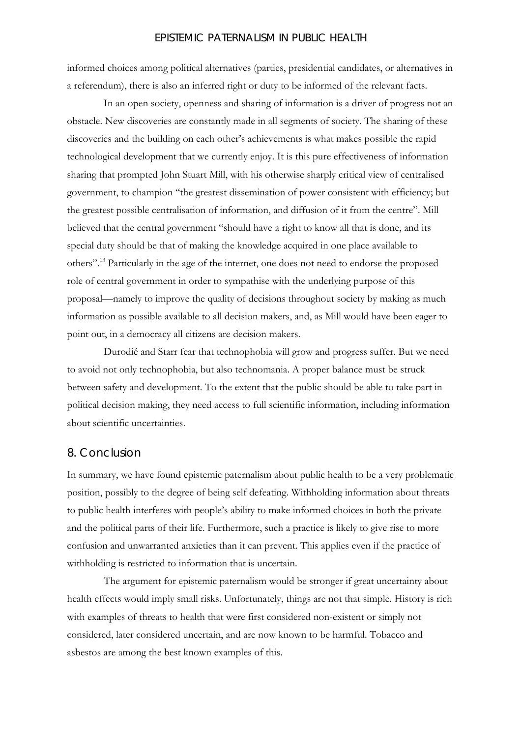informed choices among political alternatives (parties, presidential candidates, or alternatives in a referendum), there is also an inferred right or duty to be informed of the relevant facts.

In an open society, openness and sharing of information is a driver of progress not an obstacle. New discoveries are constantly made in all segments of society. The sharing of these discoveries and the building on each other's achievements is what makes possible the rapid technological development that we currently enjoy. It is this pure effectiveness of information sharing that prompted John Stuart Mill, with his otherwise sharply critical view of centralised government, to champion "the greatest dissemination of power consistent with efficiency; but the greatest possible centralisation of information, and diffusion of it from the centre". Mill believed that the central government "should have a right to know all that is done, and its special duty should be that of making the knowledge acquired in one place available to others".[13] Particularly in the age of the internet, one does not need to endorse the proposed role of central government in order to sympathise with the underlying purpose of this proposal—namely to improve the quality of decisions throughout society by making as much information as possible available to all decision makers, and, as Mill would have been eager to point out, in a democracy all citizens are decision makers.

Durodié and Starr fear that technophobia will grow and progress suffer. But we need to avoid not only technophobia, but also technomania. A proper balance must be struck between safety and development. To the extent that the public should be able to take part in political decision making, they need access to full scientific information, including information about scientific uncertainties.

## 8. Conclusion

In summary, we have found epistemic paternalism about public health to be a very problematic position, possibly to the degree of being self defeating. Withholding information about threats to public health interferes with people's ability to make informed choices in both the private and the political parts of their life. Furthermore, such a practice is likely to give rise to more confusion and unwarranted anxieties than it can prevent. This applies even if the practice of withholding is restricted to information that is uncertain.

The argument for epistemic paternalism would be stronger if great uncertainty about health effects would imply small risks. Unfortunately, things are not that simple. History is rich with examples of threats to health that were first considered non-existent or simply not considered, later considered uncertain, and are now known to be harmful. Tobacco and asbestos are among the best known examples of this.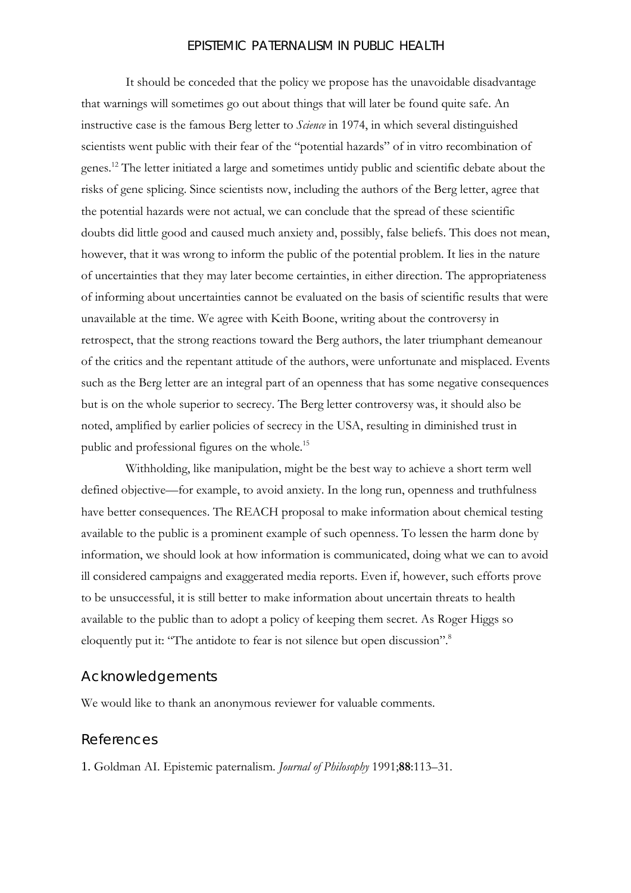It should be conceded that the policy we propose has the unavoidable disadvantage that warnings will sometimes go out about things that will later be found quite safe. An instructive case is the famous Berg letter to *Science* in 1974, in which several distinguished scientists went public with their fear of the "potential hazards" of in vitro recombination of genes.[12] The letter initiated a large and sometimes untidy public and scientific debate about the risks of gene splicing. Since scientists now, including the authors of the Berg letter, agree that the potential hazards were not actual, we can conclude that the spread of these scientific doubts did little good and caused much anxiety and, possibly, false beliefs. This does not mean, however, that it was wrong to inform the public of the potential problem. It lies in the nature of uncertainties that they may later become certainties, in either direction. The appropriateness of informing about uncertainties cannot be evaluated on the basis of scientific results that were unavailable at the time. We agree with Keith Boone, writing about the controversy in retrospect, that the strong reactions toward the Berg authors, the later triumphant demeanour of the critics and the repentant attitude of the authors, were unfortunate and misplaced. Events such as the Berg letter are an integral part of an openness that has some negative consequences but is on the whole superior to secrecy. The Berg letter controversy was, it should also be noted, amplified by earlier policies of secrecy in the USA, resulting in diminished trust in public and professional figures on the whole.[15]

Withholding, like manipulation, might be the best way to achieve a short term well defined objective—for example, to avoid anxiety. In the long run, openness and truthfulness have better consequences. The REACH proposal to make information about chemical testing available to the public is a prominent example of such openness. To lessen the harm done by information, we should look at how information is communicated, doing what we can to avoid ill considered campaigns and exaggerated media reports. Even if, however, such efforts prove to be unsuccessful, it is still better to make information about uncertain threats to health available to the public than to adopt a policy of keeping them secret. As Roger Higgs so eloquently put it: "The antidote to fear is not silence but open discussion".[8]

## Acknowledgements

We would like to thank an anonymous reviewer for valuable comments.

## References

1. Goldman AI. Epistemic paternalism. *Journal of Philosophy* 1991;**88**:113–31.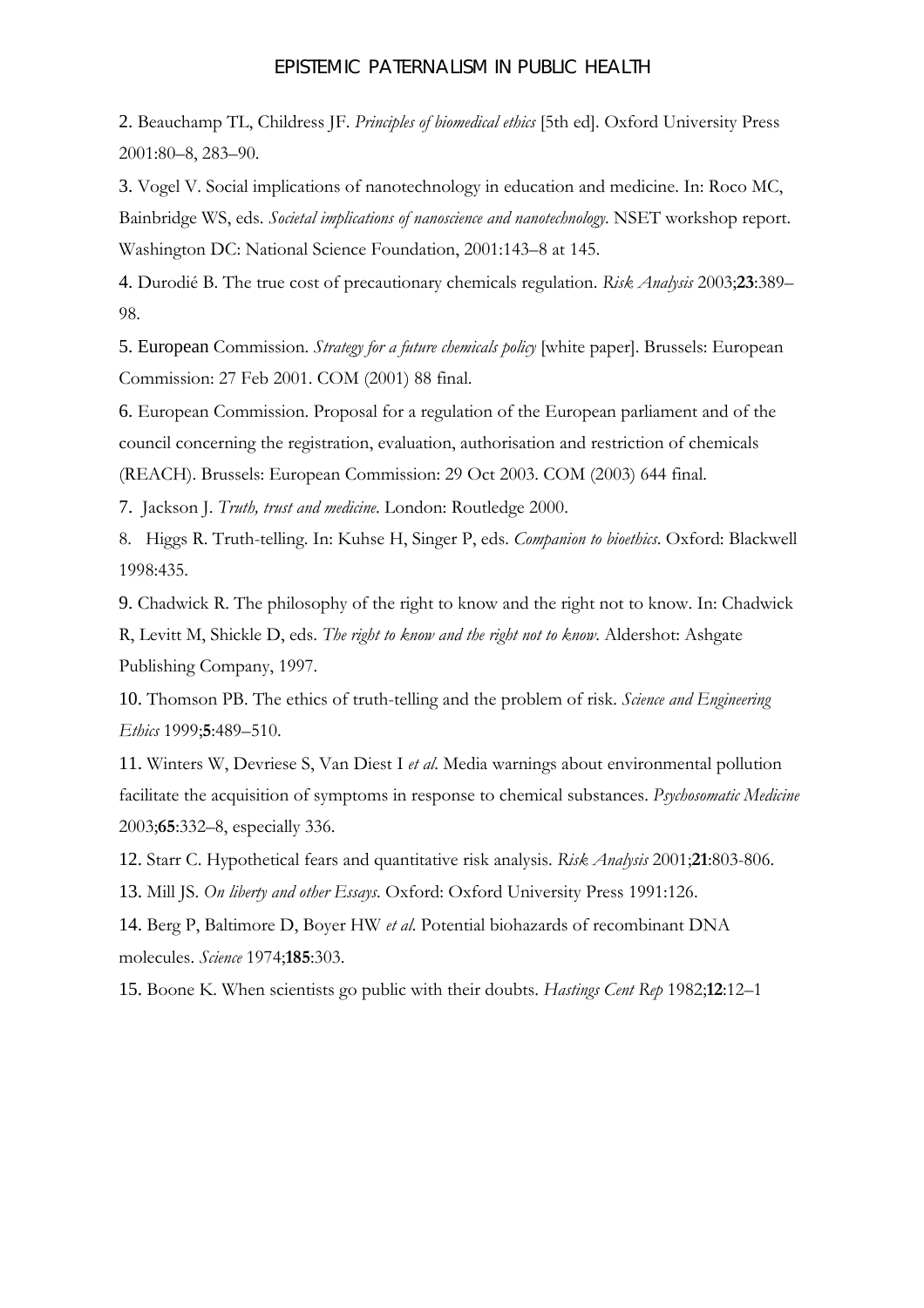2. Beauchamp TL, Childress JF. *Principles of biomedical ethics* [5th ed]. Oxford University Press 2001:80–8, 283–90.

3. Vogel V. Social implications of nanotechnology in education and medicine. In: Roco MC, Bainbridge WS, eds. *Societal implications of nanoscience and nanotechnology*. NSET workshop report. Washington DC: National Science Foundation, 2001:143–8 at 145.

4. Durodié B. The true cost of precautionary chemicals regulation. *Risk Analysis* 2003;**23**:389–98.

5. European Commission. *Strategy for a future chemicals policy* [white paper]. Brussels: European Commission: 27 Feb 2001. COM (2001) 88 final.

6. European Commission. Proposal for a regulation of the European parliament and of the council concerning the registration, evaluation, authorisation and restriction of chemicals (REACH). Brussels: European Commission: 29 Oct 2003. COM (2003) 644 final.

7. Jackson J. *Truth, trust and medicine*. London: Routledge 2000.

8. Higgs R. Truth-telling. In: Kuhse H, Singer P, eds. *Companion to bioethics*. Oxford: Blackwell 1998:435.

9. Chadwick R. The philosophy of the right to know and the right not to know. In: Chadwick R, Levitt M, Shickle D, eds. *The right to know and the right not to know*. Aldershot: Ashgate Publishing Company, 1997.

10. Thomson PB. The ethics of truth-telling and the problem of risk. *Science and Engineering Ethics* 1999;**5**:489–510.

11. Winters W, Devriese S, Van Diest I *et al*. Media warnings about environmental pollution facilitate the acquisition of symptoms in response to chemical substances. *Psychosomatic Medicine* 2003;**65**:332–8, especially 336.

12. Starr C. Hypothetical fears and quantitative risk analysis. *Risk Analysis* 2001;**21**:803-806.

13. Mill JS. *On liberty and other Essays*. Oxford: Oxford University Press 1991:126.

14. Berg P, Baltimore D, Boyer HW *et al*. Potential biohazards of recombinant DNA molecules. *Science* 1974;**185**:303.

15. Boone K. When scientists go public with their doubts. *Hastings Cent Rep* 1982;**12**:12–1